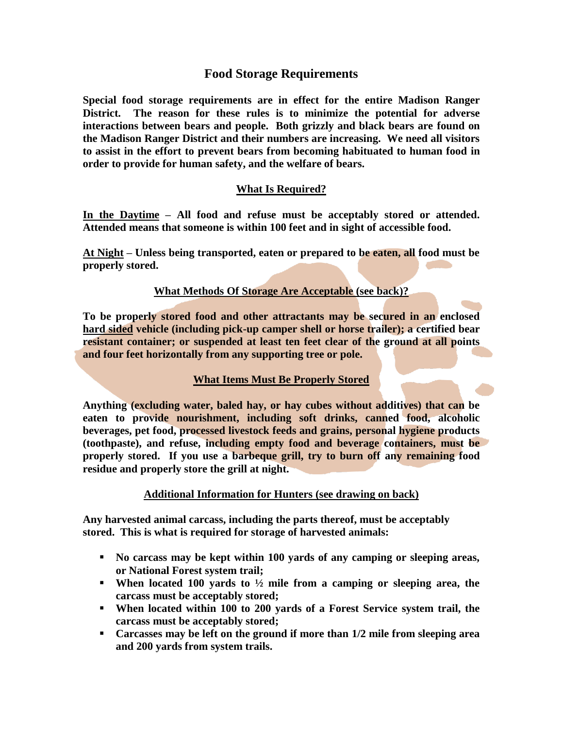# Food Storage Requirements

**Special food storage requirements are in effect for the entire Madison Ranger District. The reason for these rules is to minimize the potential for adverse interactions between bears and people. Both grizzly and black bears are found on the Madison Ranger District and their numbers are increasing. We need all visitors to assist in the effort to prevent bears from becoming habituated to human food in order to provide for human safety, and the welfare of bears.**

## What Is Required?

**In the Daytime – All food and refuse must be acceptably stored or attended. Attended means that someone is within 100 feet and in sight of accessible food.**

**At Night – Unless being transported, eaten or prepared to be eaten, all food must be properly stored.**

## What Methods Of Storage Are Acceptable (see back)?

**To be properly stored food and other attractants may be secured in an enclosed hard sided vehicle (including pick-up camper shell or horse trailer); a certified bear resistant container; or suspended at least ten feet clear of the ground at all points and four feet horizontally from any supporting tree or pole.**

## What Items Must Be Properly Stored

**Anything (excluding water, baled hay, or hay cubes without additives) that can be eaten to provide nourishment, including soft drinks, canned food, alcoholic beverages, pet food, processed livestock feeds and grains, personal hygiene products (toothpaste), and refuse, including empty food and beverage containers, must be properly stored. If you use a barbeque grill, try to burn off any remaining food residue and properly store the grill at night.**

## Additional Information for Hunters (see drawing on back)

**Any harvested animal carcass, including the parts thereof, must be acceptably stored. This is what is required for storage of harvested animals:**

- **No carcass may be kept within 100 yards of any camping or sleeping areas, or National Forest system trail;**
- **When located 100 yards to ½ mile from a camping or sleeping area, the carcass must be acceptably stored;**
- **When located within 100 to 200 yards of a Forest Service system trail, the carcass must be acceptably stored;**
- **Carcasses may be left on the ground if more than 1/2 mile from sleeping area and 200 yards from system trails.**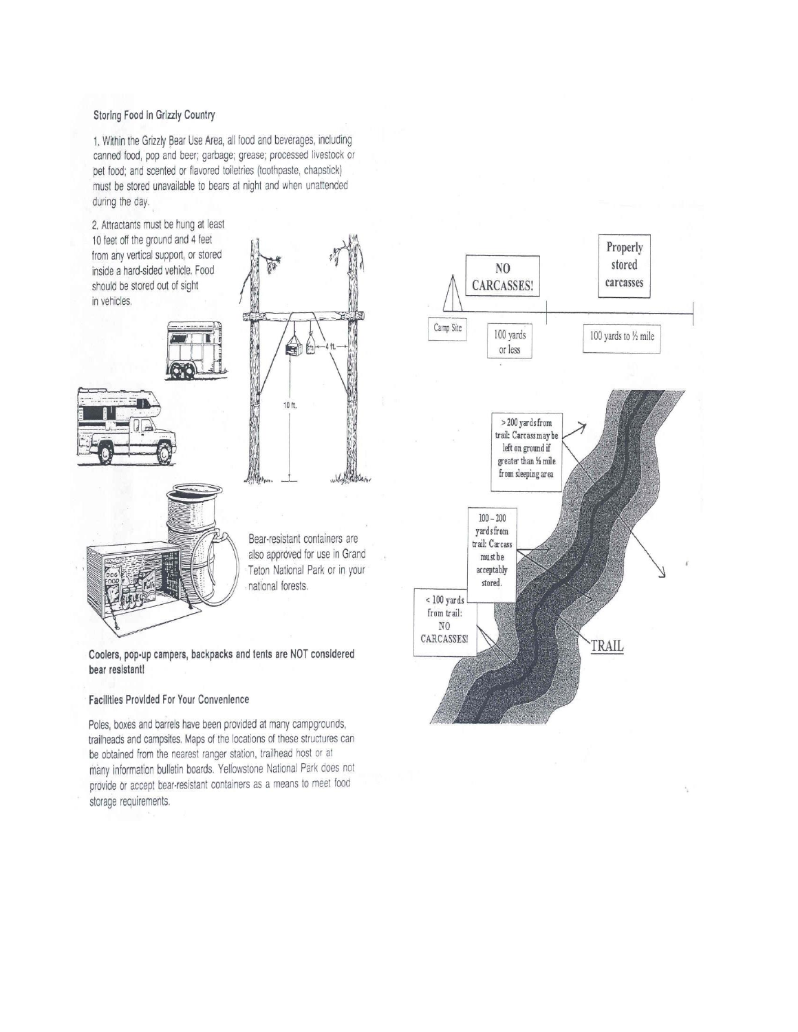### Storing Food In Grizzly Country

1. Within the Grizzly Bear Use Area, all food and beverages, including canned food, pop and beer; garbage; grease; processed livestock or pet food; and scented or flavored toiletries (toothpaste, chapstick) must be stored unavailable to bears at night and when unattended during the day.

2. Attractants must be hung at least 10 feet off the ground and 4 feet from any vertical support, or stored inside a hard-sided vehicle. Food should be stored out of sight in vehicles.

4 ft.

10 ft.

Bear-resistant containers are also approved for use in Grand Teton National Park or in your national forests.

**Coolers, pop-up campers, backpacks and tents are NOT considered bear resistant!**

### Facilities Provided For Your Convenience

Poles, boxes and barrels have been provided at many campgrounds, trailheads and campsites. Maps of the locations of these structures can be obtained from the nearest ranger station, trailhead host or at many information bulletin boards. Yellowstone National Park does not provide or accept bear-resistant containers as a means to meet food storage requirements.

NO CARCASSES!

Properly stored carcasses

Camp Site

100 yards or less

100 yards to ½ mile

> 200 yards from trail: Carcass may be left on ground if greater than ½ mile from sleeping area

100 – 200 yards from trail: Carcass must be acceptably stored.

< 100 yards from trail: NO CARCASSES!

TRAIL